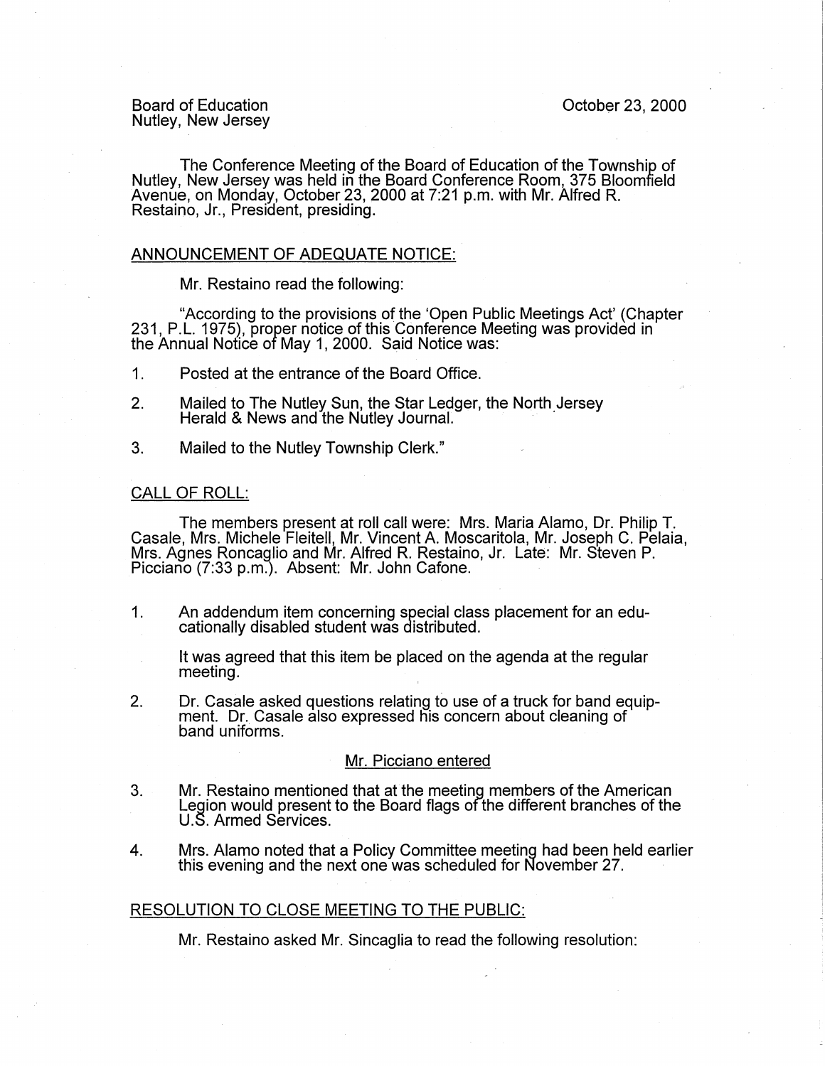Board of Education
Nutley, New Jersey

October 23, 2000

The Conference Meeting of the Board of Education of the Township of Nutley, New Jersey was held in the Board Conference Room, 375 Bloomfield Avenue, on Monday, October 23, 2000 at 7:21 p.m. with Mr. Alfred R. Restaino, Jr., President, presiding.

## ANNOUNCEMENT OF ADEQUATE NOTICE:

Mr. Restaino read the following:

"According to the provisions of the 'Open Public Meetings Act' (Chapter 231, P.L. 1975), proper notice of this Conference Meeting was provided in the Annual Notice of May 1, 2000. Said Notice was:

1. Posted at the entrance of the Board Office.
2. Mailed to The Nutley Sun, the Star Ledger, the North Jersey Herald & News and the Nutley Journal.
3. Mailed to the Nutley Township Clerk."

## CALL OF ROLL:

The members present at roll call were: Mrs. Maria Alamo, Dr. Philip T. Casale, Mrs. Michele Fleitell, Mr. Vincent A. Moscaritola, Mr. Joseph C. Pelaia, Mrs. Agnes Roncaglio and Mr. Alfred R. Restaino, Jr. Late: Mr. Steven P. Picciano (7:33 p.m.). Absent: Mr. John Cafone.

1. An addendum item concerning special class placement for an educationally disabled student was distributed.

   It was agreed that this item be placed on the agenda at the regular meeting.

2. Dr. Casale asked questions relating to use of a truck for band equipment. Dr. Casale also expressed his concern about cleaning of band uniforms.

   Mr. Picciano entered

3. Mr. Restaino mentioned that at the meeting members of the American Legion would present to the Board flags of the different branches of the U.S. Armed Services.

4. Mrs. Alamo noted that a Policy Committee meeting had been held earlier this evening and the next one was scheduled for November 27.

## RESOLUTION TO CLOSE MEETING TO THE PUBLIC:

Mr. Restaino asked Mr. Sincaglia to read the following resolution: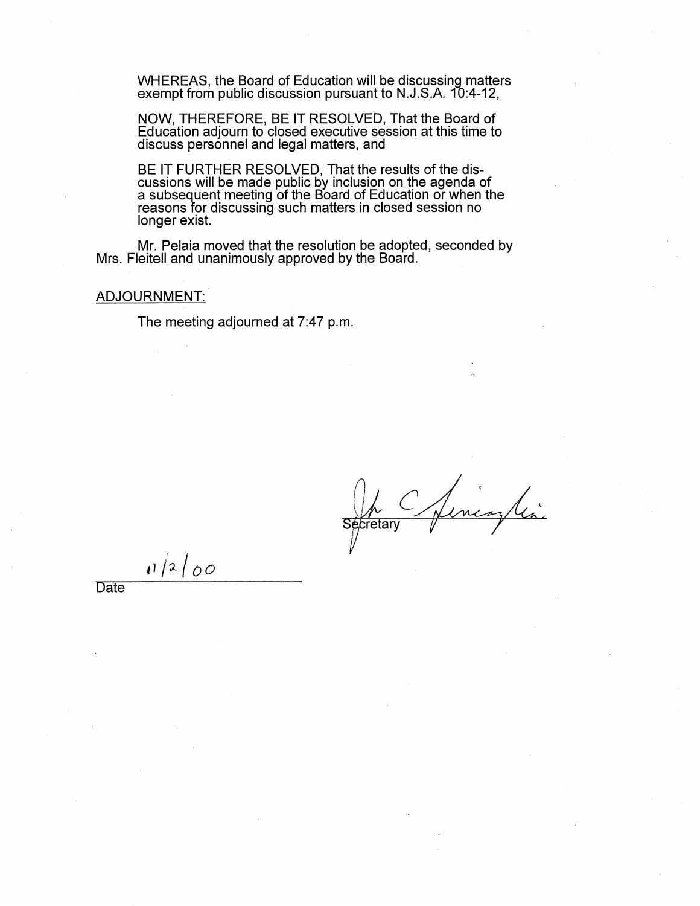WHEREAS, the Board of Education will be discussing matters exempt from public discussion pursuant to N.J.S.A. 10:4-12,

NOW, THEREFORE, BE IT RESOLVED, That the Board of Education adjourn to closed executive session at this time to discuss personnel and legal matters, and

BE IT FURTHER RESOLVED, That the results of the discussions will be made public by inclusion on the agenda of a subsequent meeting of the Board of Education or when the reasons for discussing such matters in closed session no longer exist.

Mr. Pelaia moved that the resolution be adopted, seconded by Mrs. Fleitell and unanimously approved by the Board.

ADJOURNMENT:

The meeting adjourned at 7:47 p.m.

Secretary

11/2/00

Date